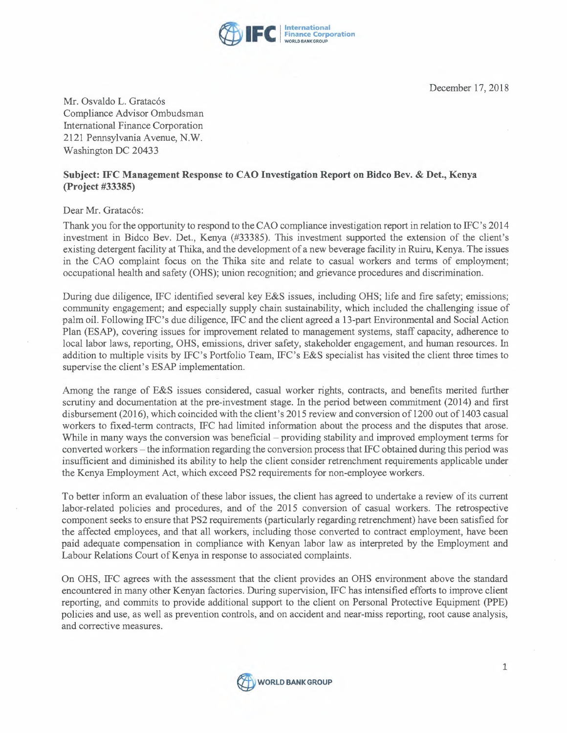December 17, 2018

Mr. Osvaldo L. Gratacós
Compliance Advisor Ombudsman
International Finance Corporation
2121 Pennsylvania Avenue, N.W.
Washington DC 20433

**Subject: IFC Management Response to CAO Investigation Report on Bidco Bev. & Det., Kenya (Project #33385)**

Dear Mr. Gratacós:

Thank you for the opportunity to respond to the CAO compliance investigation report in relation to IFC's 2014 investment in Bidco Bev. Det., Kenya (#33385). This investment supported the extension of the client's existing detergent facility at Thika, and the development of a new beverage facility in Ruiru, Kenya. The issues in the CAO complaint focus on the Thika site and relate to casual workers and terms of employment; occupational health and safety (OHS); union recognition; and grievance procedures and discrimination.

During due diligence, IFC identified several key E&S issues, including OHS; life and fire safety; emissions; community engagement; and especially supply chain sustainability, which included the challenging issue of palm oil. Following IFC's due diligence, IFC and the client agreed a 13-part Environmental and Social Action Plan (ESAP), covering issues for improvement related to management systems, staff capacity, adherence to local labor laws, reporting, OHS, emissions, driver safety, stakeholder engagement, and human resources. In addition to multiple visits by IFC's Portfolio Team, IFC's E&S specialist has visited the client three times to supervise the client's ESAP implementation.

Among the range of E&S issues considered, casual worker rights, contracts, and benefits merited further scrutiny and documentation at the pre-investment stage. In the period between commitment (2014) and first disbursement (2016), which coincided with the client's 2015 review and conversion of 1200 out of 1403 casual workers to fixed-term contracts, IFC had limited information about the process and the disputes that arose. While in many ways the conversion was beneficial – providing stability and improved employment terms for converted workers – the information regarding the conversion process that IFC obtained during this period was insufficient and diminished its ability to help the client consider retrenchment requirements applicable under the Kenya Employment Act, which exceed PS2 requirements for non-employee workers.

To better inform an evaluation of these labor issues, the client has agreed to undertake a review of its current labor-related policies and procedures, and of the 2015 conversion of casual workers. The retrospective component seeks to ensure that PS2 requirements (particularly regarding retrenchment) have been satisfied for the affected employees, and that all workers, including those converted to contract employment, have been paid adequate compensation in compliance with Kenyan labor law as interpreted by the Employment and Labour Relations Court of Kenya in response to associated complaints.

On OHS, IFC agrees with the assessment that the client provides an OHS environment above the standard encountered in many other Kenyan factories. During supervision, IFC has intensified efforts to improve client reporting, and commits to provide additional support to the client on Personal Protective Equipment (PPE) policies and use, as well as prevention controls, and on accident and near-miss reporting, root cause analysis, and corrective measures.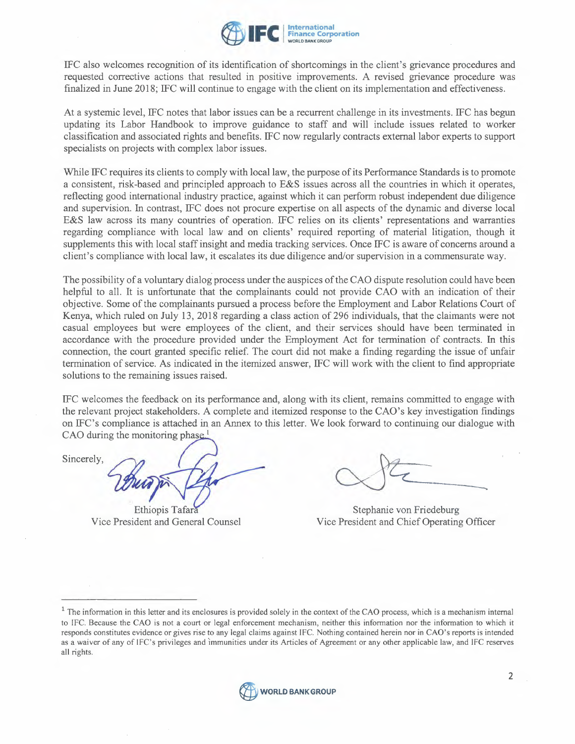IFC also welcomes recognition of its identification of shortcomings in the client's grievance procedures and requested corrective actions that resulted in positive improvements. A revised grievance procedure was finalized in June 2018; IFC will continue to engage with the client on its implementation and effectiveness.

At a systemic level, IFC notes that labor issues can be a recurrent challenge in its investments. IFC has begun updating its Labor Handbook to improve guidance to staff and will include issues related to worker classification and associated rights and benefits. IFC now regularly contracts external labor experts to support specialists on projects with complex labor issues.

While IFC requires its clients to comply with local law, the purpose of its Performance Standards is to promote a consistent, risk-based and principled approach to E&S issues across all the countries in which it operates, reflecting good international industry practice, against which it can perform robust independent due diligence and supervision. In contrast, IFC does not procure expertise on all aspects of the dynamic and diverse local E&S law across its many countries of operation. IFC relies on its clients' representations and warranties regarding compliance with local law and on clients' required reporting of material litigation, though it supplements this with local staff insight and media tracking services. Once IFC is aware of concerns around a client's compliance with local law, it escalates its due diligence and/or supervision in a commensurate way.

The possibility of a voluntary dialog process under the auspices of the CAO dispute resolution could have been helpful to all. It is unfortunate that the complainants could not provide CAO with an indication of their objective. Some of the complainants pursued a process before the Employment and Labor Relations Court of Kenya, which ruled on July 13, 2018 regarding a class action of 296 individuals, that the claimants were not casual employees but were employees of the client, and their services should have been terminated in accordance with the procedure provided under the Employment Act for termination of contracts. In this connection, the court granted specific relief. The court did not make a finding regarding the issue of unfair termination of service. As indicated in the itemized answer, IFC will work with the client to find appropriate solutions to the remaining issues raised.

IFC welcomes the feedback on its performance and, along with its client, remains committed to engage with the relevant project stakeholders. A complete and itemized response to the CAO's key investigation findings on IFC's compliance is attached in an Annex to this letter. We look forward to continuing our dialogue with CAO during the monitoring phase.[1]

Sincerely,

Ethiopis Tafara
Vice President and General Counsel

Stephanie von Friedeburg
Vice President and Chief Operating Officer

---

[1] The information in this letter and its enclosures is provided solely in the context of the CAO process, which is a mechanism internal to IFC. Because the CAO is not a court or legal enforcement mechanism, neither this information nor the information to which it responds constitutes evidence or gives rise to any legal claims against IFC. Nothing contained herein nor in CAO's reports is intended as a waiver of any of IFC's privileges and immunities under its Articles of Agreement or any other applicable law, and IFC reserves all rights.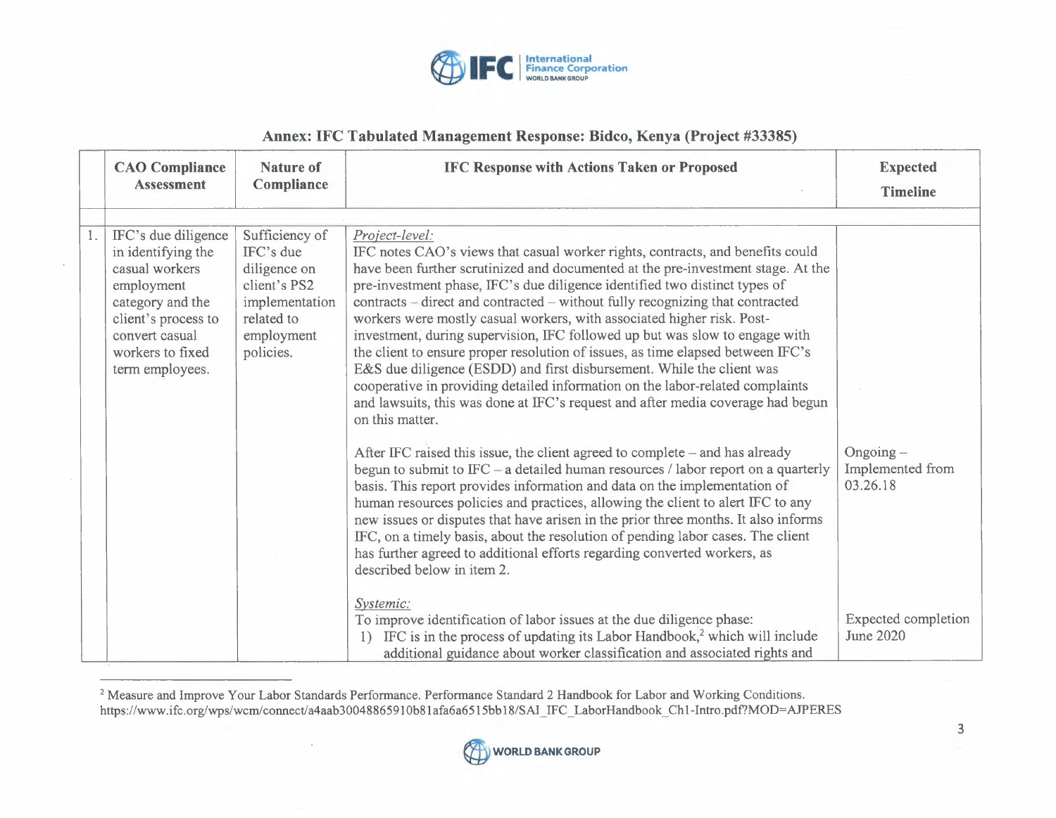## Annex: IFC Tabulated Management Response: Bidco, Kenya (Project #33385)

| | CAO Compliance Assessment | Nature of Compliance | IFC Response with Actions Taken or Proposed | Expected Timeline |
|---|---|---|---|---|
| | | | | |
| 1. | IFC's due diligence in identifying the casual workers employment category and the client's process to convert casual workers to fixed term employees. | Sufficiency of IFC's due diligence on client's PS2 implementation related to employment policies. | *Project-level:* IFC notes CAO's views that casual worker rights, contracts, and benefits could have been further scrutinized and documented at the pre-investment stage. At the pre-investment phase, IFC's due diligence identified two distinct types of contracts – direct and contracted – without fully recognizing that contracted workers were mostly casual workers, with associated higher risk. Post-investment, during supervision, IFC followed up but was slow to engage with the client to ensure proper resolution of issues, as time elapsed between IFC's E&S due diligence (ESDD) and first disbursement. While the client was cooperative in providing detailed information on the labor-related complaints and lawsuits, this was done at IFC's request and after media coverage had begun on this matter. | |
| | | | After IFC raised this issue, the client agreed to complete – and has already begun to submit to IFC – a detailed human resources / labor report on a quarterly basis. This report provides information and data on the implementation of human resources policies and practices, allowing the client to alert IFC to any new issues or disputes that have arisen in the prior three months. It also informs IFC, on a timely basis, about the resolution of pending labor cases. The client has further agreed to additional efforts regarding converted workers, as described below in item 2. | Ongoing – Implemented from 03.26.18 |
| | | | *Systemic:* To improve identification of labor issues at the due diligence phase: 1) IFC is in the process of updating its Labor Handbook,[2] which will include additional guidance about worker classification and associated rights and | Expected completion June 2020 |

[2] Measure and Improve Your Labor Standards Performance. Performance Standard 2 Handbook for Labor and Working Conditions. https://www.ifc.org/wps/wcm/connect/a4aab30048865910b81afa6a6515bb18/SAI_IFC_LaborHandbook_Ch1-Intro.pdf?MOD=AJPERES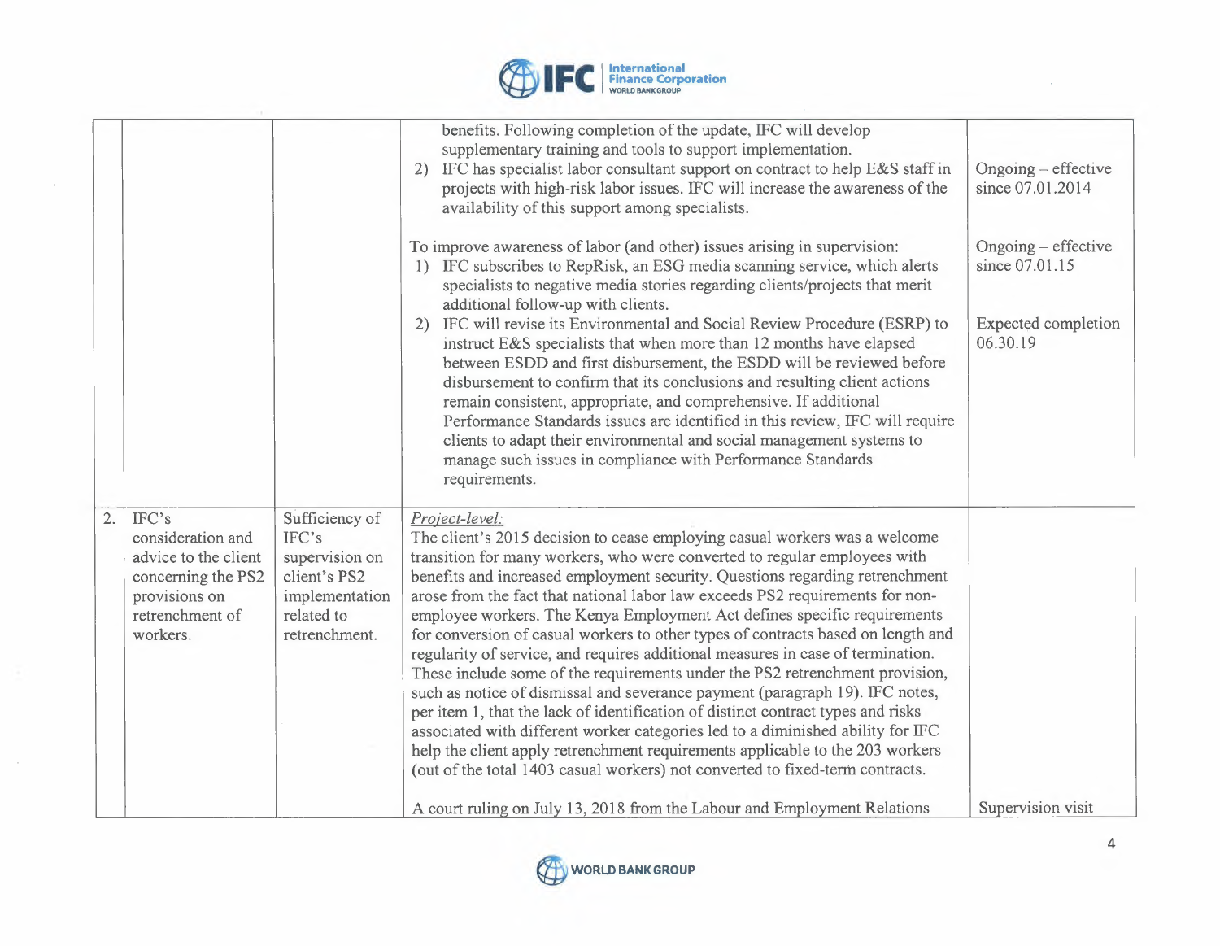| | | | | |
|---|---|---|---|---|
| | | | benefits. Following completion of the update, IFC will develop supplementary training and tools to support implementation.<br>2) IFC has specialist labor consultant support on contract to help E&S staff in projects with high-risk labor issues. IFC will increase the awareness of the availability of this support among specialists. | Ongoing – effective since 07.01.2014 |
| | | | To improve awareness of labor (and other) issues arising in supervision:<br>1) IFC subscribes to RepRisk, an ESG media scanning service, which alerts specialists to negative media stories regarding clients/projects that merit additional follow-up with clients. | Ongoing – effective since 07.01.15 |
| | | | 2) IFC will revise its Environmental and Social Review Procedure (ESRP) to instruct E&S specialists that when more than 12 months have elapsed between ESDD and first disbursement, the ESDD will be reviewed before disbursement to confirm that its conclusions and resulting client actions remain consistent, appropriate, and comprehensive. If additional Performance Standards issues are identified in this review, IFC will require clients to adapt their environmental and social management systems to manage such issues in compliance with Performance Standards requirements. | Expected completion 06.30.19 |
| 2. | IFC's consideration and advice to the client concerning the PS2 provisions on retrenchment of workers. | Sufficiency of IFC's supervision on client's PS2 implementation related to retrenchment. | *Project-level:*<br>The client's 2015 decision to cease employing casual workers was a welcome transition for many workers, who were converted to regular employees with benefits and increased employment security. Questions regarding retrenchment arose from the fact that national labor law exceeds PS2 requirements for non-employee workers. The Kenya Employment Act defines specific requirements for conversion of casual workers to other types of contracts based on length and regularity of service, and requires additional measures in case of termination. These include some of the requirements under the PS2 retrenchment provision, such as notice of dismissal and severance payment (paragraph 19). IFC notes, per item 1, that the lack of identification of distinct contract types and risks associated with different worker categories led to a diminished ability for IFC help the client apply retrenchment requirements applicable to the 203 workers (out of the total 1403 casual workers) not converted to fixed-term contracts. | |
| | | | A court ruling on July 13, 2018 from the Labour and Employment Relations | Supervision visit |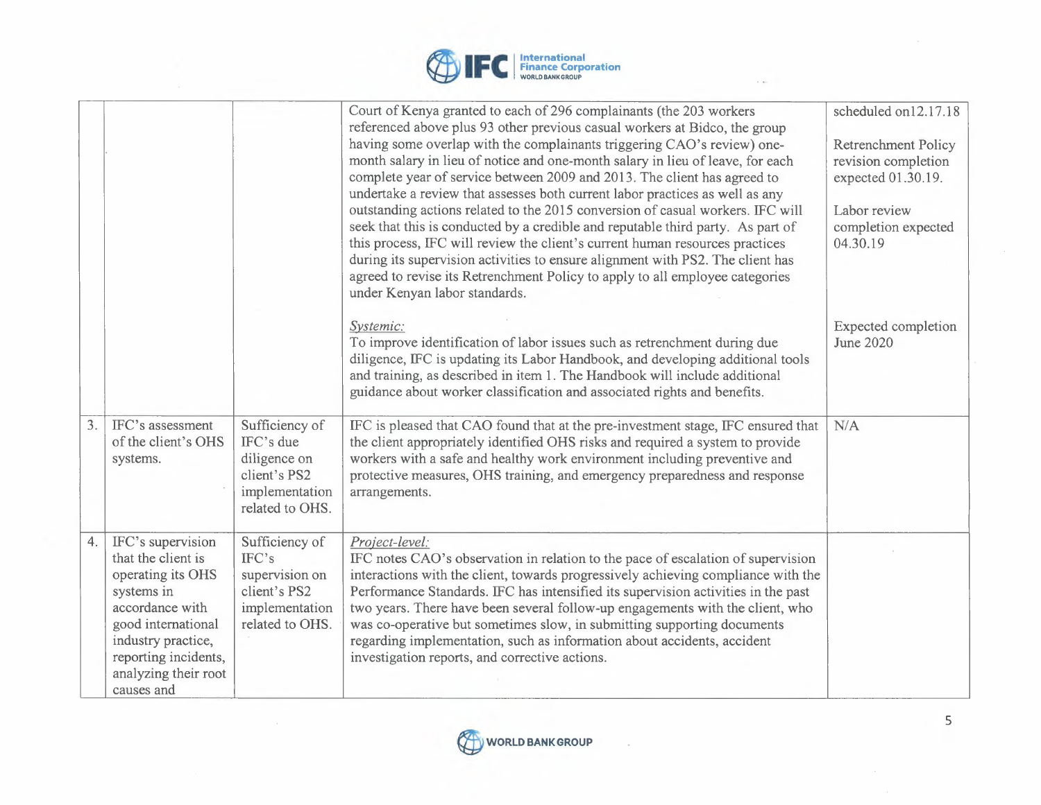| | | | | |
|---|---|---|---|---|
| | | | Court of Kenya granted to each of 296 complainants (the 203 workers referenced above plus 93 other previous casual workers at Bidco, the group having some overlap with the complainants triggering CAO's review) one-month salary in lieu of notice and one-month salary in lieu of leave, for each complete year of service between 2009 and 2013. The client has agreed to undertake a review that assesses both current labor practices as well as any outstanding actions related to the 2015 conversion of casual workers. IFC will seek that this is conducted by a credible and reputable third party. As part of this process, IFC will review the client's current human resources practices during its supervision activities to ensure alignment with PS2. The client has agreed to revise its Retrenchment Policy to apply to all employee categories under Kenyan labor standards.<br><br>*Systemic:*<br>To improve identification of labor issues such as retrenchment during due diligence, IFC is updating its Labor Handbook, and developing additional tools and training, as described in item 1. The Handbook will include additional guidance about worker classification and associated rights and benefits. | scheduled on12.17.18<br><br>Retrenchment Policy revision completion expected 01.30.19.<br><br>Labor review completion expected 04.30.19<br><br>Expected completion June 2020 |
| 3. | IFC's assessment of the client's OHS systems. | Sufficiency of IFC's due diligence on client's PS2 implementation related to OHS. | IFC is pleased that CAO found that at the pre-investment stage, IFC ensured that the client appropriately identified OHS risks and required a system to provide workers with a safe and healthy work environment including preventive and protective measures, OHS training, and emergency preparedness and response arrangements. | N/A |
| 4. | IFC's supervision that the client is operating its OHS systems in accordance with good international industry practice, reporting incidents, analyzing their root causes and | Sufficiency of IFC's supervision on client's PS2 implementation related to OHS. | *Project-level:*<br>IFC notes CAO's observation in relation to the pace of escalation of supervision interactions with the client, towards progressively achieving compliance with the Performance Standards. IFC has intensified its supervision activities in the past two years. There have been several follow-up engagements with the client, who was co-operative but sometimes slow, in submitting supporting documents regarding implementation, such as information about accidents, accident investigation reports, and corrective actions. | |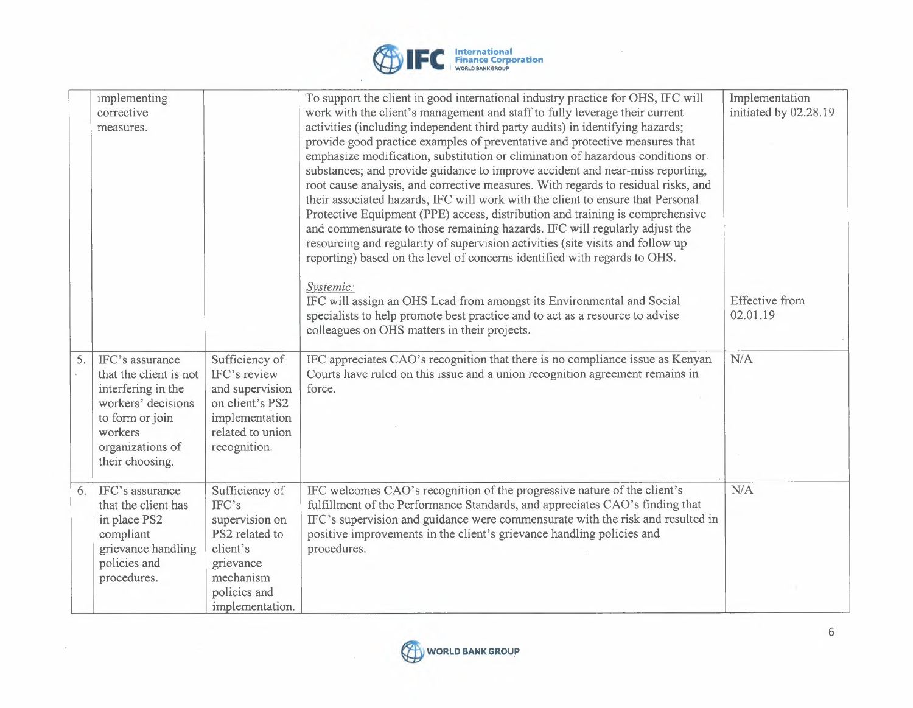| | | | | |
|---|---|---|---|---|
| | implementing corrective measures. | | To support the client in good international industry practice for OHS, IFC will work with the client's management and staff to fully leverage their current activities (including independent third party audits) in identifying hazards; provide good practice examples of preventative and protective measures that emphasize modification, substitution or elimination of hazardous conditions or substances; and provide guidance to improve accident and near-miss reporting, root cause analysis, and corrective measures. With regards to residual risks, and their associated hazards, IFC will work with the client to ensure that Personal Protective Equipment (PPE) access, distribution and training is comprehensive and commensurate to those remaining hazards. IFC will regularly adjust the resourcing and regularity of supervision activities (site visits and follow up reporting) based on the level of concerns identified with regards to OHS.<br><br>*Systemic:*<br>IFC will assign an OHS Lead from amongst its Environmental and Social specialists to help promote best practice and to act as a resource to advise colleagues on OHS matters in their projects. | Implementation initiated by 02.28.19<br><br><br><br><br><br><br><br><br>Effective from 02.01.19 |
| 5. | IFC's assurance that the client is not interfering in the workers' decisions to form or join workers organizations of their choosing. | Sufficiency of IFC's review and supervision on client's PS2 implementation related to union recognition. | IFC appreciates CAO's recognition that there is no compliance issue as Kenyan Courts have ruled on this issue and a union recognition agreement remains in force. | N/A |
| 6. | IFC's assurance that the client has in place PS2 compliant grievance handling policies and procedures. | Sufficiency of IFC's supervision on PS2 related to client's grievance mechanism policies and implementation. | IFC welcomes CAO's recognition of the progressive nature of the client's fulfillment of the Performance Standards, and appreciates CAO's finding that IFC's supervision and guidance were commensurate with the risk and resulted in positive improvements in the client's grievance handling policies and procedures. | N/A |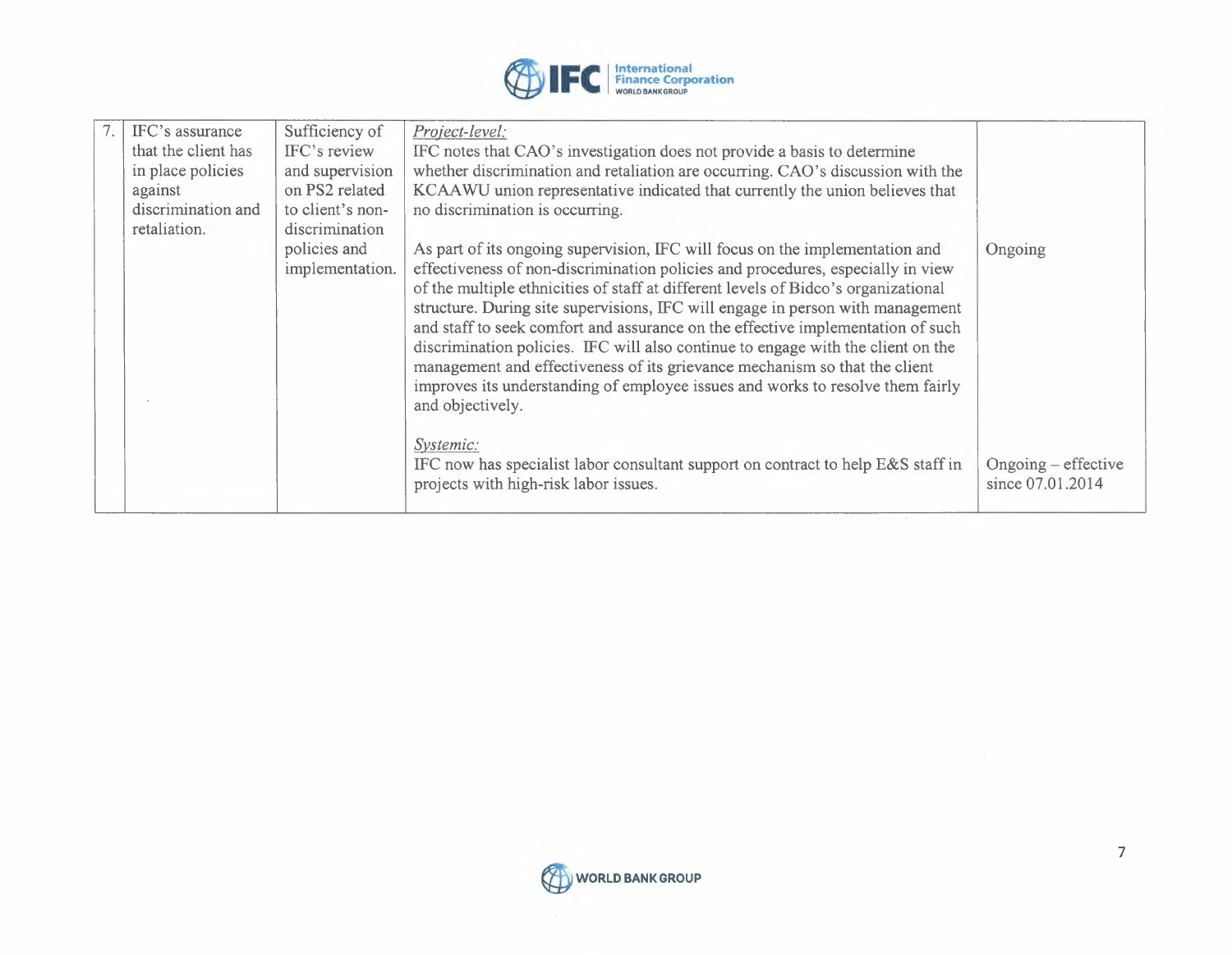| | | | | |
|---|---|---|---|---|
| 7. | IFC's assurance that the client has in place policies against discrimination and retaliation. | Sufficiency of IFC's review and supervision on PS2 related to client's non-discrimination policies and implementation. | *Project-level:*<br>IFC notes that CAO's investigation does not provide a basis to determine whether discrimination and retaliation are occurring. CAO's discussion with the KCAAWU union representative indicated that currently the union believes that no discrimination is occurring.<br><br>As part of its ongoing supervision, IFC will focus on the implementation and effectiveness of non-discrimination policies and procedures, especially in view of the multiple ethnicities of staff at different levels of Bidco's organizational structure. During site supervisions, IFC will engage in person with management and staff to seek comfort and assurance on the effective implementation of such discrimination policies. IFC will also continue to engage with the client on the management and effectiveness of its grievance mechanism so that the client improves its understanding of employee issues and works to resolve them fairly and objectively.<br><br>*Systemic:*<br>IFC now has specialist labor consultant support on contract to help E&S staff in projects with high-risk labor issues. | Ongoing<br><br>Ongoing – effective since 07.01.2014 |